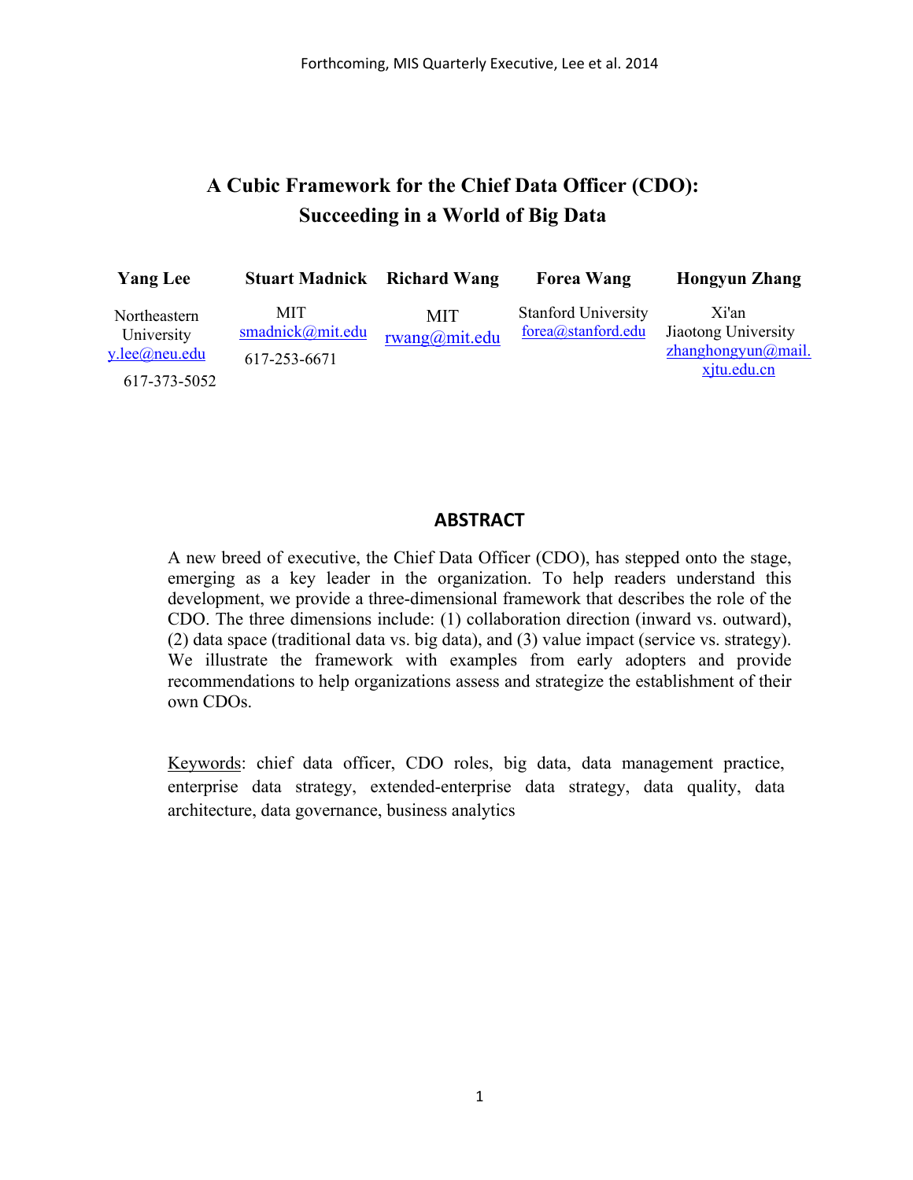# A Cubic Framework for the Chief Data Officer (CDO): Succeeding in a World of Big Data

**Yang Lee**
Northeastern University
y.lee@neu.edu
617-373-5052

**Stuart Madnick**
MIT
smadnick@mit.edu
617-253-6671

**Richard Wang**
MIT
rwang@mit.edu

**Forea Wang**
Stanford University
forea@stanford.edu

**Hongyun Zhang**
Xi'an Jiaotong University
zhanghongyun@mail.xjtu.edu.cn

## ABSTRACT

A new breed of executive, the Chief Data Officer (CDO), has stepped onto the stage, emerging as a key leader in the organization. To help readers understand this development, we provide a three-dimensional framework that describes the role of the CDO. The three dimensions include: (1) collaboration direction (inward vs. outward), (2) data space (traditional data vs. big data), and (3) value impact (service vs. strategy). We illustrate the framework with examples from early adopters and provide recommendations to help organizations assess and strategize the establishment of their own CDOs.

Keywords: chief data officer, CDO roles, big data, data management practice, enterprise data strategy, extended-enterprise data strategy, data quality, data architecture, data governance, business analytics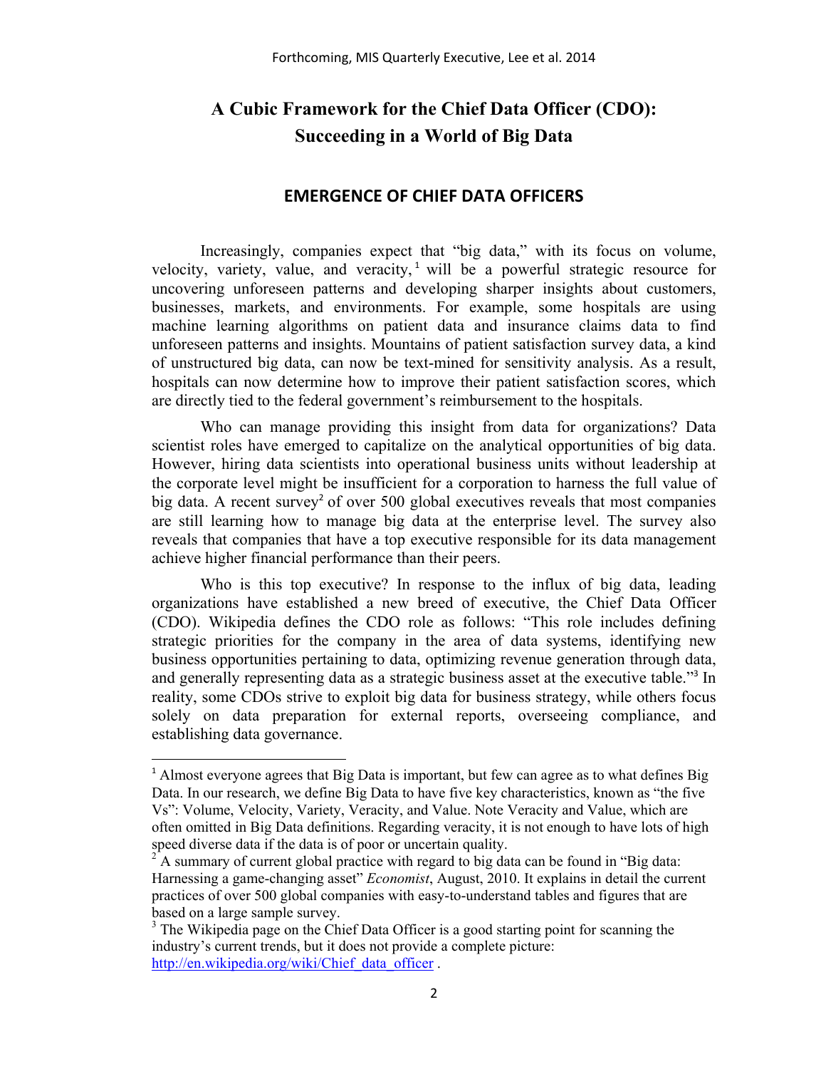# A Cubic Framework for the Chief Data Officer (CDO): Succeeding in a World of Big Data

## EMERGENCE OF CHIEF DATA OFFICERS

Increasingly, companies expect that "big data," with its focus on volume, velocity, variety, value, and veracity,[1] will be a powerful strategic resource for uncovering unforeseen patterns and developing sharper insights about customers, businesses, markets, and environments. For example, some hospitals are using machine learning algorithms on patient data and insurance claims data to find unforeseen patterns and insights. Mountains of patient satisfaction survey data, a kind of unstructured big data, can now be text-mined for sensitivity analysis. As a result, hospitals can now determine how to improve their patient satisfaction scores, which are directly tied to the federal government's reimbursement to the hospitals.

Who can manage providing this insight from data for organizations? Data scientist roles have emerged to capitalize on the analytical opportunities of big data. However, hiring data scientists into operational business units without leadership at the corporate level might be insufficient for a corporation to harness the full value of big data. A recent survey[2] of over 500 global executives reveals that most companies are still learning how to manage big data at the enterprise level. The survey also reveals that companies that have a top executive responsible for its data management achieve higher financial performance than their peers.

Who is this top executive? In response to the influx of big data, leading organizations have established a new breed of executive, the Chief Data Officer (CDO). Wikipedia defines the CDO role as follows: "This role includes defining strategic priorities for the company in the area of data systems, identifying new business opportunities pertaining to data, optimizing revenue generation through data, and generally representing data as a strategic business asset at the executive table."[3] In reality, some CDOs strive to exploit big data for business strategy, while others focus solely on data preparation for external reports, overseeing compliance, and establishing data governance.

---

[1] Almost everyone agrees that Big Data is important, but few can agree as to what defines Big Data. In our research, we define Big Data to have five key characteristics, known as "the five Vs": Volume, Velocity, Variety, Veracity, and Value. Note Veracity and Value, which are often omitted in Big Data definitions. Regarding veracity, it is not enough to have lots of high speed diverse data if the data is of poor or uncertain quality.

[2] A summary of current global practice with regard to big data can be found in "Big data: Harnessing a game-changing asset" *Economist*, August, 2010. It explains in detail the current practices of over 500 global companies with easy-to-understand tables and figures that are based on a large sample survey.

[3] The Wikipedia page on the Chief Data Officer is a good starting point for scanning the industry's current trends, but it does not provide a complete picture: http://en.wikipedia.org/wiki/Chief_data_officer .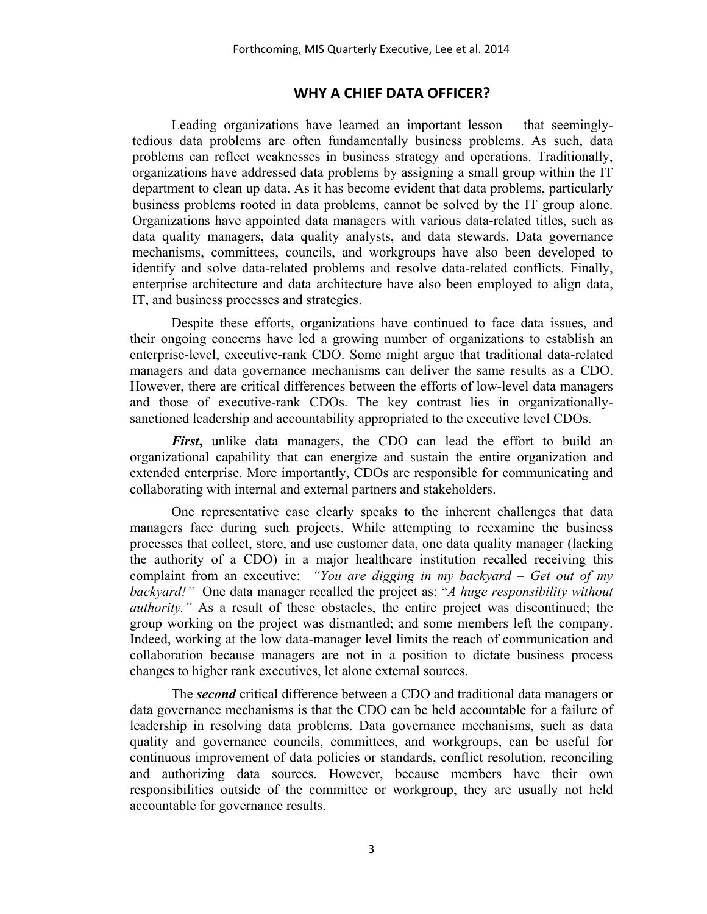## WHY A CHIEF DATA OFFICER?

Leading organizations have learned an important lesson – that seemingly-tedious data problems are often fundamentally business problems. As such, data problems can reflect weaknesses in business strategy and operations. Traditionally, organizations have addressed data problems by assigning a small group within the IT department to clean up data. As it has become evident that data problems, particularly business problems rooted in data problems, cannot be solved by the IT group alone. Organizations have appointed data managers with various data-related titles, such as data quality managers, data quality analysts, and data stewards. Data governance mechanisms, committees, councils, and workgroups have also been developed to identify and solve data-related problems and resolve data-related conflicts. Finally, enterprise architecture and data architecture have also been employed to align data, IT, and business processes and strategies.

Despite these efforts, organizations have continued to face data issues, and their ongoing concerns have led a growing number of organizations to establish an enterprise-level, executive-rank CDO. Some might argue that traditional data-related managers and data governance mechanisms can deliver the same results as a CDO. However, there are critical differences between the efforts of low-level data managers and those of executive-rank CDOs. The key contrast lies in organizationally-sanctioned leadership and accountability appropriated to the executive level CDOs.

***First*****,** unlike data managers, the CDO can lead the effort to build an organizational capability that can energize and sustain the entire organization and extended enterprise. More importantly, CDOs are responsible for communicating and collaborating with internal and external partners and stakeholders.

One representative case clearly speaks to the inherent challenges that data managers face during such projects. While attempting to reexamine the business processes that collect, store, and use customer data, one data quality manager (lacking the authority of a CDO) in a major healthcare institution recalled receiving this complaint from an executive: *"You are digging in my backyard – Get out of my backyard!"* One data manager recalled the project as: "*A huge responsibility without authority."* As a result of these obstacles, the entire project was discontinued; the group working on the project was dismantled; and some members left the company. Indeed, working at the low data-manager level limits the reach of communication and collaboration because managers are not in a position to dictate business process changes to higher rank executives, let alone external sources.

The ***second*** critical difference between a CDO and traditional data managers or data governance mechanisms is that the CDO can be held accountable for a failure of leadership in resolving data problems. Data governance mechanisms, such as data quality and governance councils, committees, and workgroups, can be useful for continuous improvement of data policies or standards, conflict resolution, reconciling and authorizing data sources. However, because members have their own responsibilities outside of the committee or workgroup, they are usually not held accountable for governance results.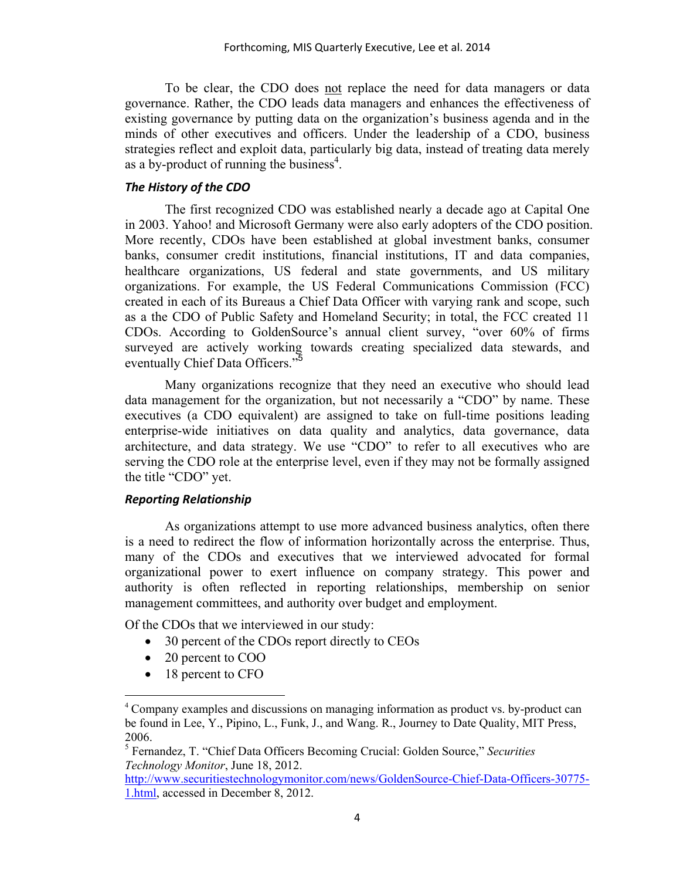To be clear, the CDO does not replace the need for data managers or data governance. Rather, the CDO leads data managers and enhances the effectiveness of existing governance by putting data on the organization's business agenda and in the minds of other executives and officers. Under the leadership of a CDO, business strategies reflect and exploit data, particularly big data, instead of treating data merely as a by-product of running the business[4].

### *The History of the CDO*

The first recognized CDO was established nearly a decade ago at Capital One in 2003. Yahoo! and Microsoft Germany were also early adopters of the CDO position. More recently, CDOs have been established at global investment banks, consumer banks, consumer credit institutions, financial institutions, IT and data companies, healthcare organizations, US federal and state governments, and US military organizations. For example, the US Federal Communications Commission (FCC) created in each of its Bureaus a Chief Data Officer with varying rank and scope, such as a the CDO of Public Safety and Homeland Security; in total, the FCC created 11 CDOs. According to GoldenSource's annual client survey, "over 60% of firms surveyed are actively working towards creating specialized data stewards, and eventually Chief Data Officers."[5]

Many organizations recognize that they need an executive who should lead data management for the organization, but not necessarily a "CDO" by name. These executives (a CDO equivalent) are assigned to take on full-time positions leading enterprise-wide initiatives on data quality and analytics, data governance, data architecture, and data strategy. We use "CDO" to refer to all executives who are serving the CDO role at the enterprise level, even if they may not be formally assigned the title "CDO" yet.

### *Reporting Relationship*

As organizations attempt to use more advanced business analytics, often there is a need to redirect the flow of information horizontally across the enterprise. Thus, many of the CDOs and executives that we interviewed advocated for formal organizational power to exert influence on company strategy. This power and authority is often reflected in reporting relationships, membership on senior management committees, and authority over budget and employment.

Of the CDOs that we interviewed in our study:

- 30 percent of the CDOs report directly to CEOs
- 20 percent to COO
- 18 percent to CFO

---

[4] Company examples and discussions on managing information as product vs. by-product can be found in Lee, Y., Pipino, L., Funk, J., and Wang. R., Journey to Date Quality, MIT Press, 2006.

[5] Fernandez, T. "Chief Data Officers Becoming Crucial: Golden Source," *Securities Technology Monitor*, June 18, 2012. http://www.securitiestechnologymonitor.com/news/GoldenSource-Chief-Data-Officers-30775-1.html, accessed in December 8, 2012.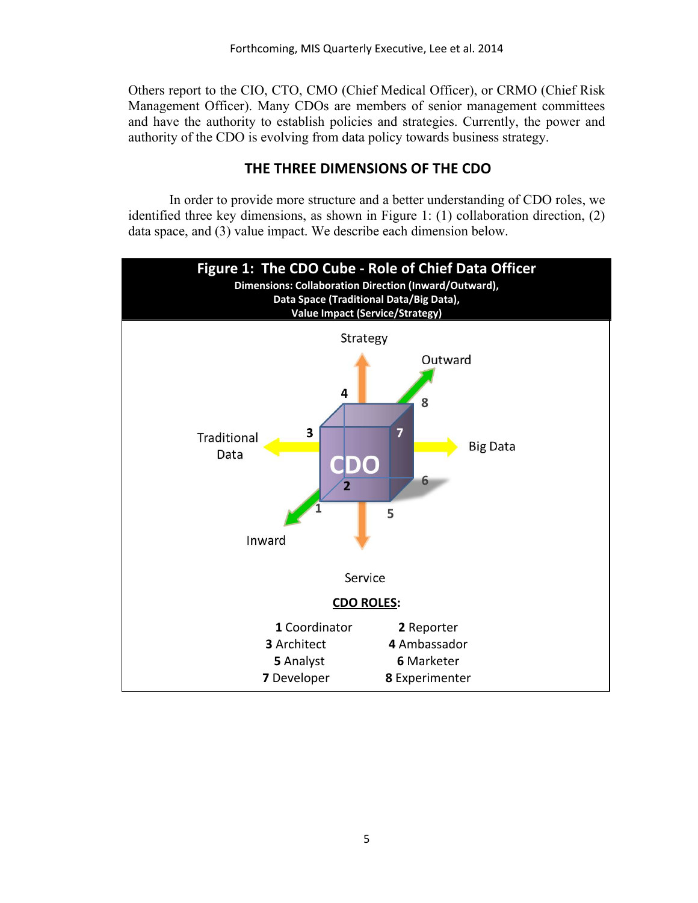Others report to the CIO, CTO, CMO (Chief Medical Officer), or CRMO (Chief Risk Management Officer). Many CDOs are members of senior management committees and have the authority to establish policies and strategies. Currently, the power and authority of the CDO is evolving from data policy towards business strategy.

## THE THREE DIMENSIONS OF THE CDO

In order to provide more structure and a better understanding of CDO roles, we identified three key dimensions, as shown in Figure 1: (1) collaboration direction, (2) data space, and (3) value impact. We describe each dimension below.

**Figure 1: The CDO Cube - Role of Chief Data Officer**

**Dimensions: Collaboration Direction (Inward/Outward), Data Space (Traditional Data/Big Data), Value Impact (Service/Strategy)**

**CDO ROLES:**

| | |
|---|---|
| **1** Coordinator | **2** Reporter |
| **3** Architect | **4** Ambassador |
| **5** Analyst | **6** Marketer |
| **7** Developer | **8** Experimenter |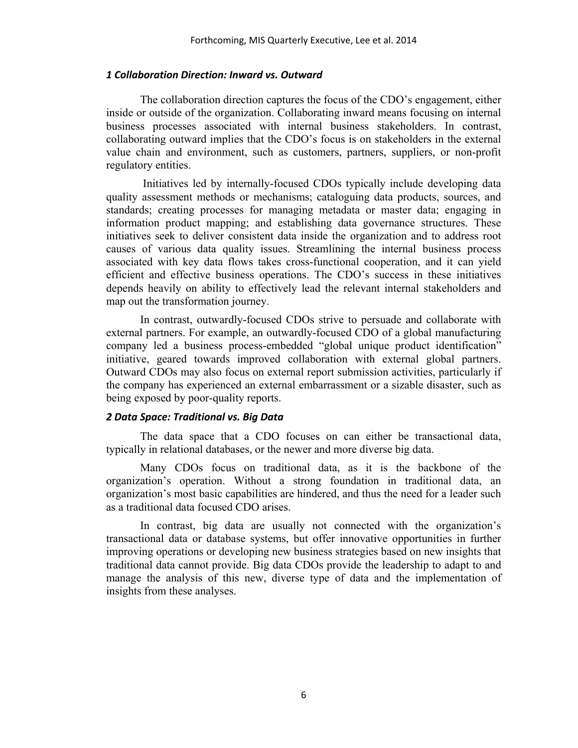### *1 Collaboration Direction: Inward vs. Outward*

The collaboration direction captures the focus of the CDO's engagement, either inside or outside of the organization. Collaborating inward means focusing on internal business processes associated with internal business stakeholders. In contrast, collaborating outward implies that the CDO's focus is on stakeholders in the external value chain and environment, such as customers, partners, suppliers, or non-profit regulatory entities.

Initiatives led by internally-focused CDOs typically include developing data quality assessment methods or mechanisms; cataloguing data products, sources, and standards; creating processes for managing metadata or master data; engaging in information product mapping; and establishing data governance structures. These initiatives seek to deliver consistent data inside the organization and to address root causes of various data quality issues. Streamlining the internal business process associated with key data flows takes cross-functional cooperation, and it can yield efficient and effective business operations. The CDO's success in these initiatives depends heavily on ability to effectively lead the relevant internal stakeholders and map out the transformation journey.

In contrast, outwardly-focused CDOs strive to persuade and collaborate with external partners. For example, an outwardly-focused CDO of a global manufacturing company led a business process-embedded "global unique product identification" initiative, geared towards improved collaboration with external global partners. Outward CDOs may also focus on external report submission activities, particularly if the company has experienced an external embarrassment or a sizable disaster, such as being exposed by poor-quality reports.

### *2 Data Space: Traditional vs. Big Data*

The data space that a CDO focuses on can either be transactional data, typically in relational databases, or the newer and more diverse big data.

Many CDOs focus on traditional data, as it is the backbone of the organization's operation. Without a strong foundation in traditional data, an organization's most basic capabilities are hindered, and thus the need for a leader such as a traditional data focused CDO arises.

In contrast, big data are usually not connected with the organization's transactional data or database systems, but offer innovative opportunities in further improving operations or developing new business strategies based on new insights that traditional data cannot provide. Big data CDOs provide the leadership to adapt to and manage the analysis of this new, diverse type of data and the implementation of insights from these analyses.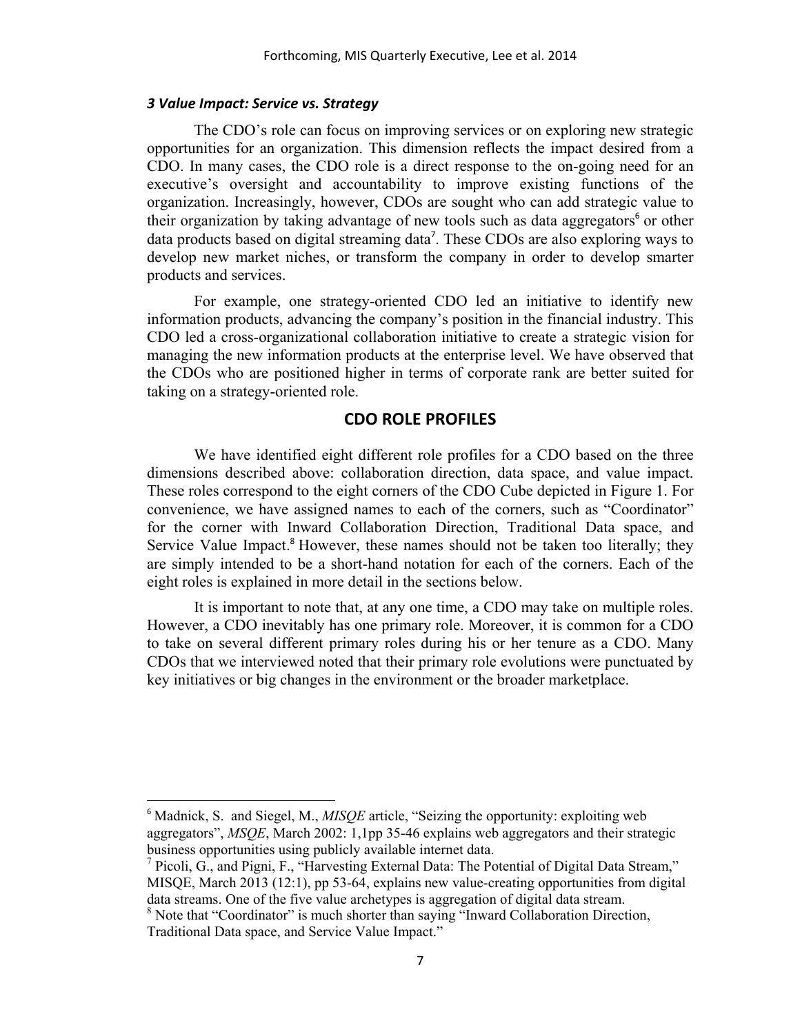### *3 Value Impact: Service vs. Strategy*

The CDO's role can focus on improving services or on exploring new strategic opportunities for an organization. This dimension reflects the impact desired from a CDO. In many cases, the CDO role is a direct response to the on-going need for an executive's oversight and accountability to improve existing functions of the organization. Increasingly, however, CDOs are sought who can add strategic value to their organization by taking advantage of new tools such as data aggregators[6] or other data products based on digital streaming data[7]. These CDOs are also exploring ways to develop new market niches, or transform the company in order to develop smarter products and services.

For example, one strategy-oriented CDO led an initiative to identify new information products, advancing the company's position in the financial industry. This CDO led a cross-organizational collaboration initiative to create a strategic vision for managing the new information products at the enterprise level. We have observed that the CDOs who are positioned higher in terms of corporate rank are better suited for taking on a strategy-oriented role.

## CDO ROLE PROFILES

We have identified eight different role profiles for a CDO based on the three dimensions described above: collaboration direction, data space, and value impact. These roles correspond to the eight corners of the CDO Cube depicted in Figure 1. For convenience, we have assigned names to each of the corners, such as "Coordinator" for the corner with Inward Collaboration Direction, Traditional Data space, and Service Value Impact.[8] However, these names should not be taken too literally; they are simply intended to be a short-hand notation for each of the corners. Each of the eight roles is explained in more detail in the sections below.

It is important to note that, at any one time, a CDO may take on multiple roles. However, a CDO inevitably has one primary role. Moreover, it is common for a CDO to take on several different primary roles during his or her tenure as a CDO. Many CDOs that we interviewed noted that their primary role evolutions were punctuated by key initiatives or big changes in the environment or the broader marketplace.

---

[6] Madnick, S. and Siegel, M., *MISQE* article, "Seizing the opportunity: exploiting web aggregators", *MSQE*, March 2002: 1,1pp 35-46 explains web aggregators and their strategic business opportunities using publicly available internet data.

[7] Picoli, G., and Pigni, F., "Harvesting External Data: The Potential of Digital Data Stream," MISQE, March 2013 (12:1), pp 53-64, explains new value-creating opportunities from digital data streams. One of the five value archetypes is aggregation of digital data stream.

[8] Note that "Coordinator" is much shorter than saying "Inward Collaboration Direction, Traditional Data space, and Service Value Impact."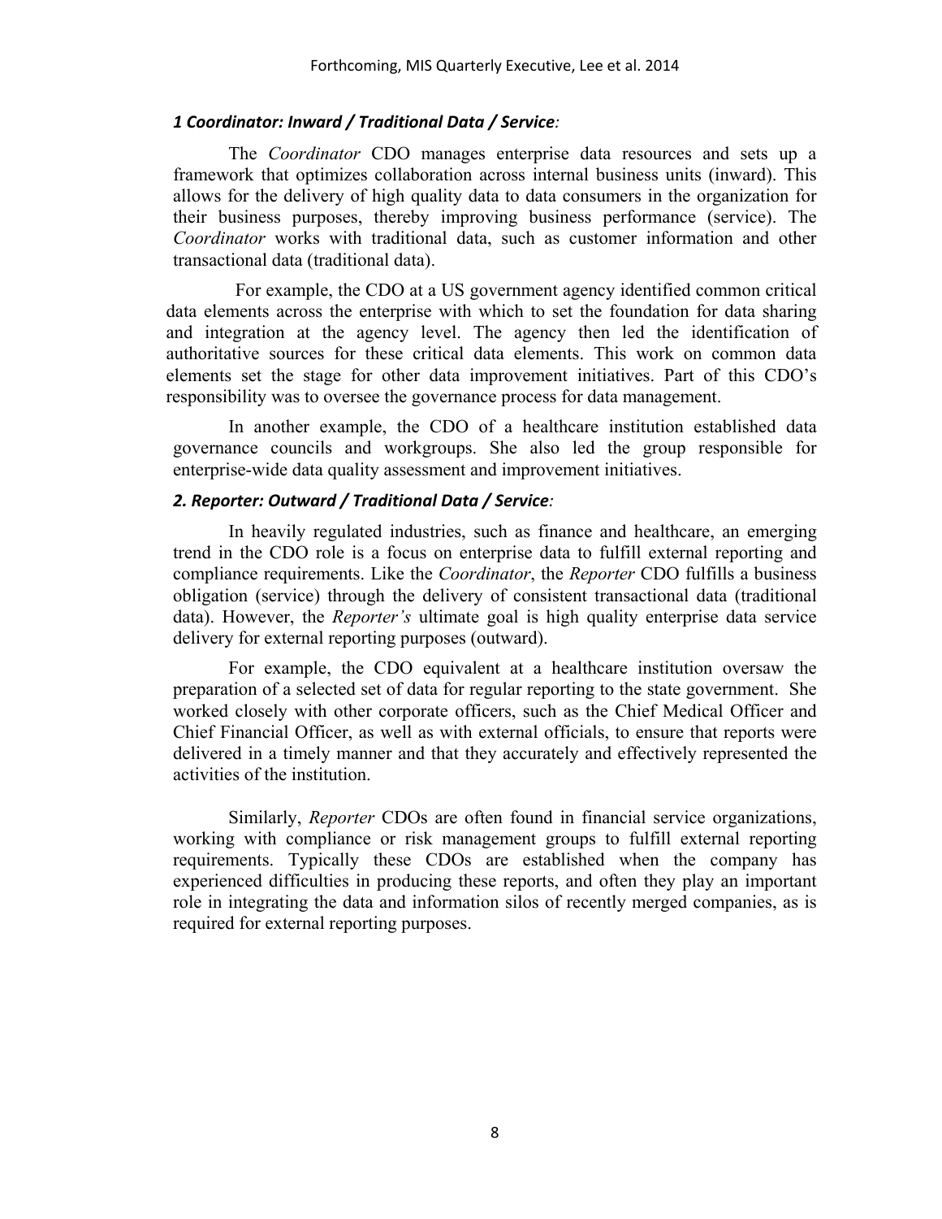### *1 Coordinator: Inward / Traditional Data / Service:*

The *Coordinator* CDO manages enterprise data resources and sets up a framework that optimizes collaboration across internal business units (inward). This allows for the delivery of high quality data to data consumers in the organization for their business purposes, thereby improving business performance (service). The *Coordinator* works with traditional data, such as customer information and other transactional data (traditional data).

For example, the CDO at a US government agency identified common critical data elements across the enterprise with which to set the foundation for data sharing and integration at the agency level. The agency then led the identification of authoritative sources for these critical data elements. This work on common data elements set the stage for other data improvement initiatives. Part of this CDO's responsibility was to oversee the governance process for data management.

In another example, the CDO of a healthcare institution established data governance councils and workgroups. She also led the group responsible for enterprise-wide data quality assessment and improvement initiatives.

### *2. Reporter: Outward / Traditional Data / Service:*

In heavily regulated industries, such as finance and healthcare, an emerging trend in the CDO role is a focus on enterprise data to fulfill external reporting and compliance requirements. Like the *Coordinator*, the *Reporter* CDO fulfills a business obligation (service) through the delivery of consistent transactional data (traditional data). However, the *Reporter's* ultimate goal is high quality enterprise data service delivery for external reporting purposes (outward).

For example, the CDO equivalent at a healthcare institution oversaw the preparation of a selected set of data for regular reporting to the state government. She worked closely with other corporate officers, such as the Chief Medical Officer and Chief Financial Officer, as well as with external officials, to ensure that reports were delivered in a timely manner and that they accurately and effectively represented the activities of the institution.

Similarly, *Reporter* CDOs are often found in financial service organizations, working with compliance or risk management groups to fulfill external reporting requirements. Typically these CDOs are established when the company has experienced difficulties in producing these reports, and often they play an important role in integrating the data and information silos of recently merged companies, as is required for external reporting purposes.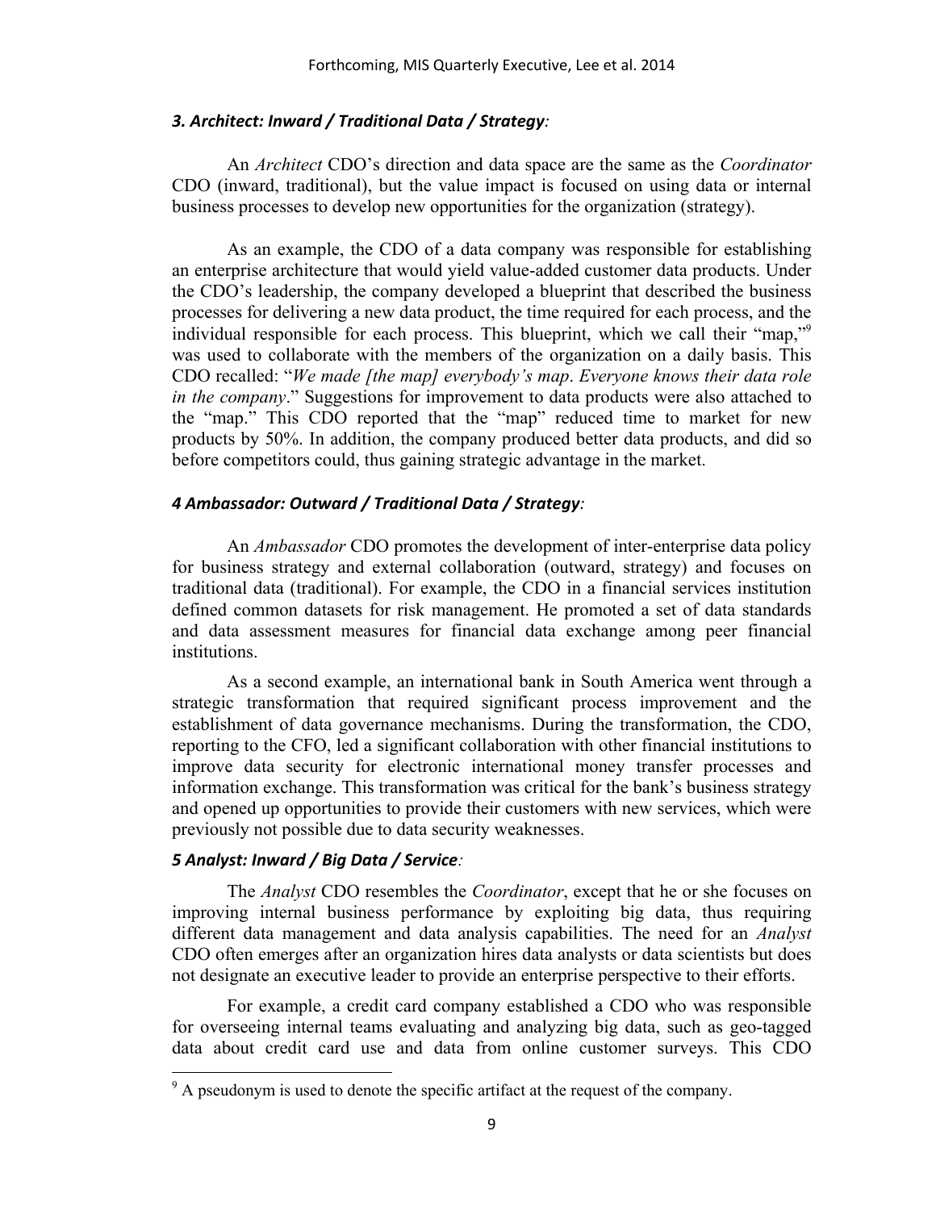### *3. Architect: Inward / Traditional Data / Strategy:*

An *Architect* CDO's direction and data space are the same as the *Coordinator* CDO (inward, traditional), but the value impact is focused on using data or internal business processes to develop new opportunities for the organization (strategy).

As an example, the CDO of a data company was responsible for establishing an enterprise architecture that would yield value-added customer data products. Under the CDO's leadership, the company developed a blueprint that described the business processes for delivering a new data product, the time required for each process, and the individual responsible for each process. This blueprint, which we call their "map,"[9] was used to collaborate with the members of the organization on a daily basis. This CDO recalled: "*We made [the map] everybody's map*. *Everyone knows their data role in the company*." Suggestions for improvement to data products were also attached to the "map." This CDO reported that the "map" reduced time to market for new products by 50%. In addition, the company produced better data products, and did so before competitors could, thus gaining strategic advantage in the market.

### *4 Ambassador: Outward / Traditional Data / Strategy:*

An *Ambassador* CDO promotes the development of inter-enterprise data policy for business strategy and external collaboration (outward, strategy) and focuses on traditional data (traditional). For example, the CDO in a financial services institution defined common datasets for risk management. He promoted a set of data standards and data assessment measures for financial data exchange among peer financial institutions.

As a second example, an international bank in South America went through a strategic transformation that required significant process improvement and the establishment of data governance mechanisms. During the transformation, the CDO, reporting to the CFO, led a significant collaboration with other financial institutions to improve data security for electronic international money transfer processes and information exchange. This transformation was critical for the bank's business strategy and opened up opportunities to provide their customers with new services, which were previously not possible due to data security weaknesses.

### *5 Analyst: Inward / Big Data / Service:*

The *Analyst* CDO resembles the *Coordinator*, except that he or she focuses on improving internal business performance by exploiting big data, thus requiring different data management and data analysis capabilities. The need for an *Analyst* CDO often emerges after an organization hires data analysts or data scientists but does not designate an executive leader to provide an enterprise perspective to their efforts.

For example, a credit card company established a CDO who was responsible for overseeing internal teams evaluating and analyzing big data, such as geo-tagged data about credit card use and data from online customer surveys. This CDO

[9] A pseudonym is used to denote the specific artifact at the request of the company.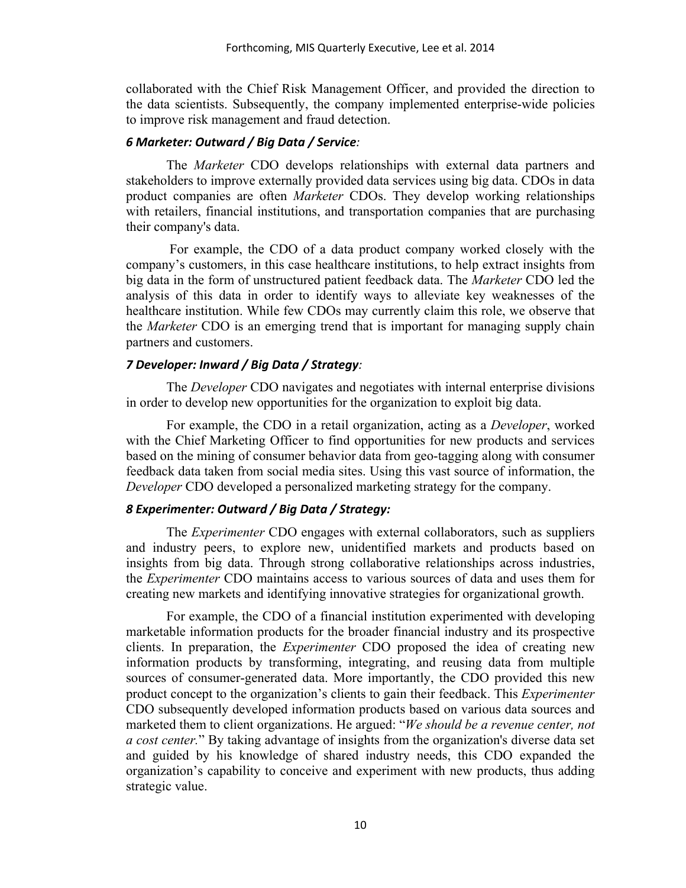collaborated with the Chief Risk Management Officer, and provided the direction to the data scientists. Subsequently, the company implemented enterprise-wide policies to improve risk management and fraud detection.

### *6 Marketer: Outward / Big Data / Service:*

The *Marketer* CDO develops relationships with external data partners and stakeholders to improve externally provided data services using big data. CDOs in data product companies are often *Marketer* CDOs. They develop working relationships with retailers, financial institutions, and transportation companies that are purchasing their company's data.

For example, the CDO of a data product company worked closely with the company's customers, in this case healthcare institutions, to help extract insights from big data in the form of unstructured patient feedback data. The *Marketer* CDO led the analysis of this data in order to identify ways to alleviate key weaknesses of the healthcare institution. While few CDOs may currently claim this role, we observe that the *Marketer* CDO is an emerging trend that is important for managing supply chain partners and customers.

### *7 Developer: Inward / Big Data / Strategy:*

The *Developer* CDO navigates and negotiates with internal enterprise divisions in order to develop new opportunities for the organization to exploit big data.

For example, the CDO in a retail organization, acting as a *Developer*, worked with the Chief Marketing Officer to find opportunities for new products and services based on the mining of consumer behavior data from geo-tagging along with consumer feedback data taken from social media sites. Using this vast source of information, the *Developer* CDO developed a personalized marketing strategy for the company.

### *8 Experimenter: Outward / Big Data / Strategy:*

The *Experimenter* CDO engages with external collaborators, such as suppliers and industry peers, to explore new, unidentified markets and products based on insights from big data. Through strong collaborative relationships across industries, the *Experimenter* CDO maintains access to various sources of data and uses them for creating new markets and identifying innovative strategies for organizational growth.

For example, the CDO of a financial institution experimented with developing marketable information products for the broader financial industry and its prospective clients. In preparation, the *Experimenter* CDO proposed the idea of creating new information products by transforming, integrating, and reusing data from multiple sources of consumer-generated data. More importantly, the CDO provided this new product concept to the organization's clients to gain their feedback. This *Experimenter* CDO subsequently developed information products based on various data sources and marketed them to client organizations. He argued: "*We should be a revenue center, not a cost center.*" By taking advantage of insights from the organization's diverse data set and guided by his knowledge of shared industry needs, this CDO expanded the organization's capability to conceive and experiment with new products, thus adding strategic value.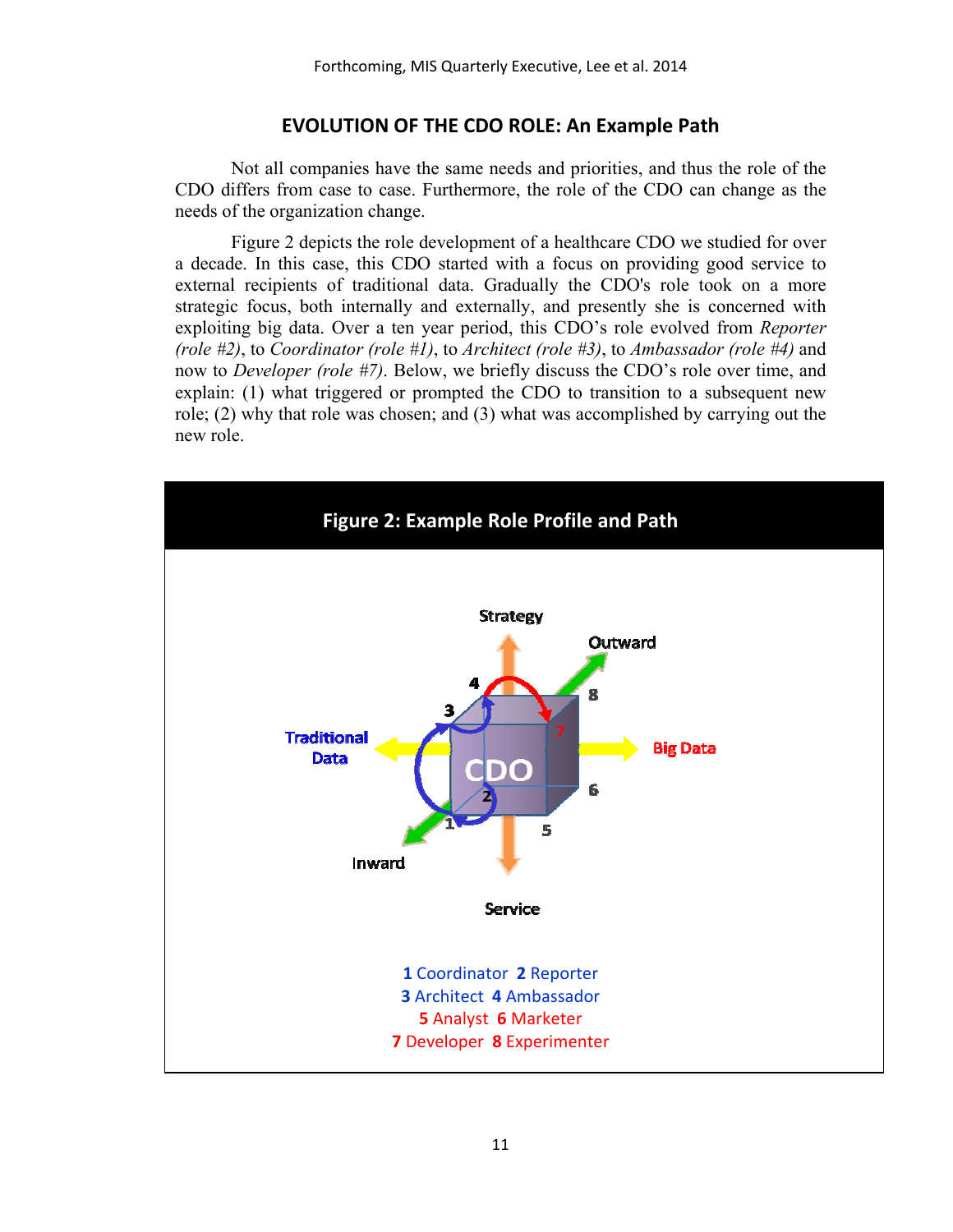## EVOLUTION OF THE CDO ROLE: An Example Path

Not all companies have the same needs and priorities, and thus the role of the CDO differs from case to case. Furthermore, the role of the CDO can change as the needs of the organization change.

Figure 2 depicts the role development of a healthcare CDO we studied for over a decade. In this case, this CDO started with a focus on providing good service to external recipients of traditional data. Gradually the CDO's role took on a more strategic focus, both internally and externally, and presently she is concerned with exploiting big data. Over a ten year period, this CDO's role evolved from *Reporter (role #2)*, to *Coordinator (role #1)*, to *Architect (role #3)*, to *Ambassador (role #4)* and now to *Developer (role #7)*. Below, we briefly discuss the CDO's role over time, and explain: (1) what triggered or prompted the CDO to transition to a subsequent new role; (2) why that role was chosen; and (3) what was accomplished by carrying out the new role.

**Figure 2: Example Role Profile and Path**

Strategy

Outward

Traditional Data

Big Data

Inward

Service

CDO

**1** Coordinator **2** Reporter
**3** Architect **4** Ambassador
**5** Analyst **6** Marketer
**7** Developer **8** Experimenter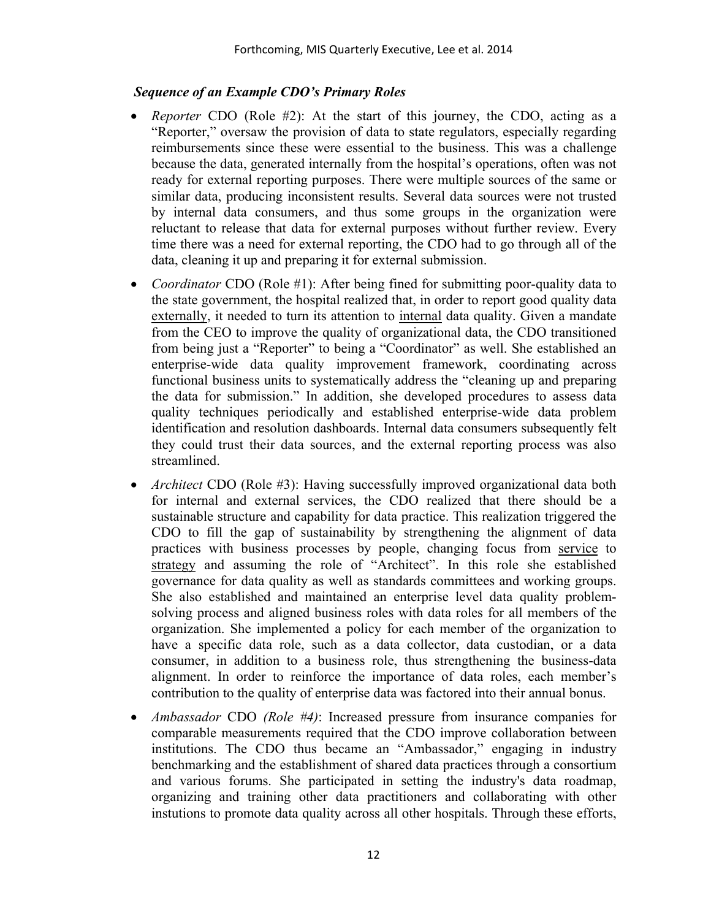***Sequence of an Example CDO's Primary Roles***

- *Reporter* CDO (Role #2): At the start of this journey, the CDO, acting as a "Reporter," oversaw the provision of data to state regulators, especially regarding reimbursements since these were essential to the business. This was a challenge because the data, generated internally from the hospital's operations, often was not ready for external reporting purposes. There were multiple sources of the same or similar data, producing inconsistent results. Several data sources were not trusted by internal data consumers, and thus some groups in the organization were reluctant to release that data for external purposes without further review. Every time there was a need for external reporting, the CDO had to go through all of the data, cleaning it up and preparing it for external submission.
- *Coordinator* CDO (Role #1): After being fined for submitting poor-quality data to the state government, the hospital realized that, in order to report good quality data externally, it needed to turn its attention to internal data quality. Given a mandate from the CEO to improve the quality of organizational data, the CDO transitioned from being just a "Reporter" to being a "Coordinator" as well. She established an enterprise-wide data quality improvement framework, coordinating across functional business units to systematically address the "cleaning up and preparing the data for submission." In addition, she developed procedures to assess data quality techniques periodically and established enterprise-wide data problem identification and resolution dashboards. Internal data consumers subsequently felt they could trust their data sources, and the external reporting process was also streamlined.
- *Architect* CDO (Role #3): Having successfully improved organizational data both for internal and external services, the CDO realized that there should be a sustainable structure and capability for data practice. This realization triggered the CDO to fill the gap of sustainability by strengthening the alignment of data practices with business processes by people, changing focus from service to strategy and assuming the role of "Architect". In this role she established governance for data quality as well as standards committees and working groups. She also established and maintained an enterprise level data quality problem-solving process and aligned business roles with data roles for all members of the organization. She implemented a policy for each member of the organization to have a specific data role, such as a data collector, data custodian, or a data consumer, in addition to a business role, thus strengthening the business-data alignment. In order to reinforce the importance of data roles, each member's contribution to the quality of enterprise data was factored into their annual bonus.
- *Ambassador* CDO *(Role #4)*: Increased pressure from insurance companies for comparable measurements required that the CDO improve collaboration between institutions. The CDO thus became an "Ambassador," engaging in industry benchmarking and the establishment of shared data practices through a consortium and various forums. She participated in setting the industry's data roadmap, organizing and training other data practitioners and collaborating with other instutions to promote data quality across all other hospitals. Through these efforts,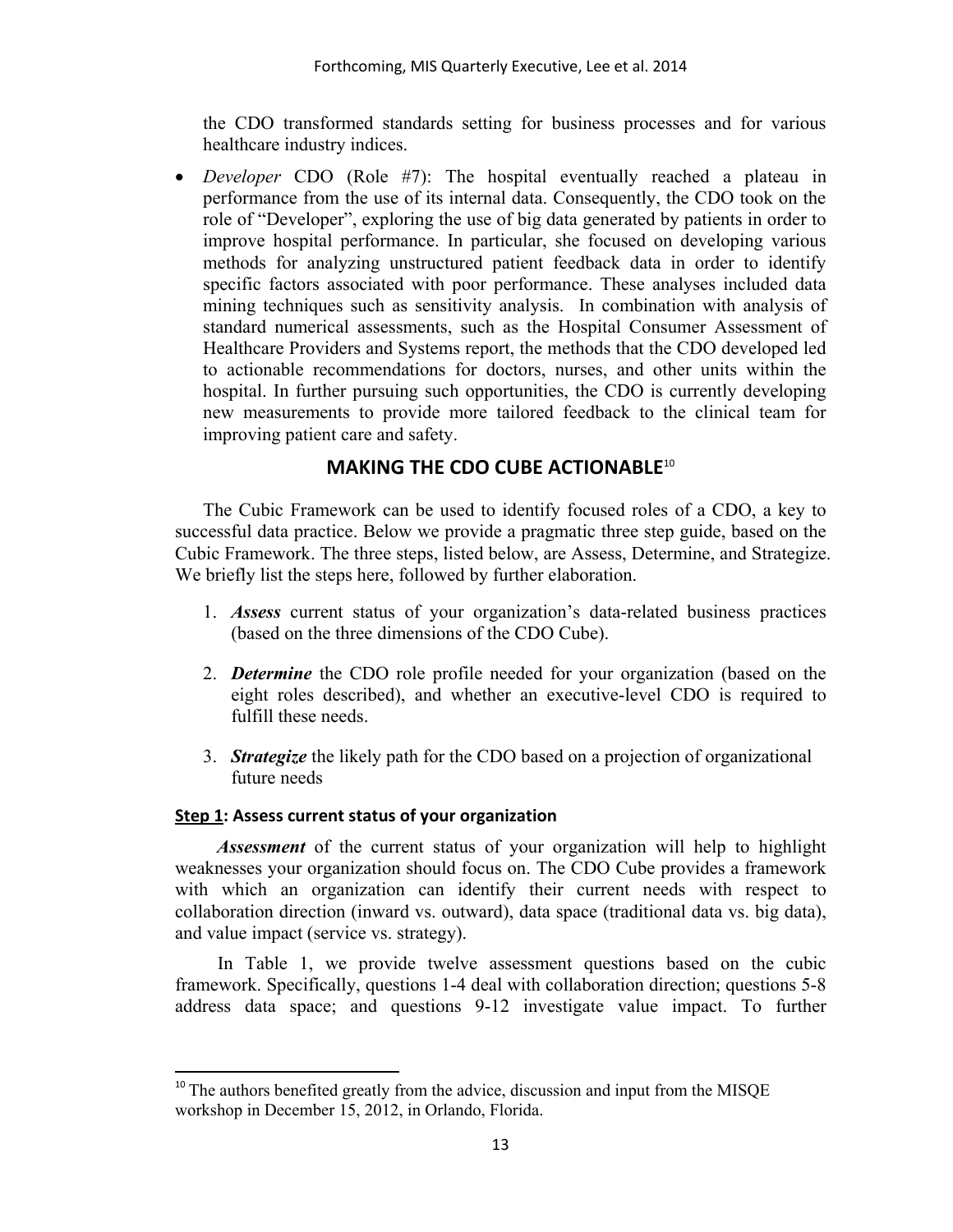the CDO transformed standards setting for business processes and for various healthcare industry indices.

- *Developer* CDO (Role #7): The hospital eventually reached a plateau in performance from the use of its internal data. Consequently, the CDO took on the role of "Developer", exploring the use of big data generated by patients in order to improve hospital performance. In particular, she focused on developing various methods for analyzing unstructured patient feedback data in order to identify specific factors associated with poor performance. These analyses included data mining techniques such as sensitivity analysis. In combination with analysis of standard numerical assessments, such as the Hospital Consumer Assessment of Healthcare Providers and Systems report, the methods that the CDO developed led to actionable recommendations for doctors, nurses, and other units within the hospital. In further pursuing such opportunities, the CDO is currently developing new measurements to provide more tailored feedback to the clinical team for improving patient care and safety.

## MAKING THE CDO CUBE ACTIONABLE[10]

The Cubic Framework can be used to identify focused roles of a CDO, a key to successful data practice. Below we provide a pragmatic three step guide, based on the Cubic Framework. The three steps, listed below, are Assess, Determine, and Strategize. We briefly list the steps here, followed by further elaboration.

1. ***Assess*** current status of your organization's data-related business practices (based on the three dimensions of the CDO Cube).
2. ***Determine*** the CDO role profile needed for your organization (based on the eight roles described), and whether an executive-level CDO is required to fulfill these needs.
3. ***Strategize*** the likely path for the CDO based on a projection of organizational future needs

### Step 1: Assess current status of your organization

***Assessment*** of the current status of your organization will help to highlight weaknesses your organization should focus on. The CDO Cube provides a framework with which an organization can identify their current needs with respect to collaboration direction (inward vs. outward), data space (traditional data vs. big data), and value impact (service vs. strategy).

In Table 1, we provide twelve assessment questions based on the cubic framework. Specifically, questions 1-4 deal with collaboration direction; questions 5-8 address data space; and questions 9-12 investigate value impact. To further

[10] The authors benefited greatly from the advice, discussion and input from the MISQE workshop in December 15, 2012, in Orlando, Florida.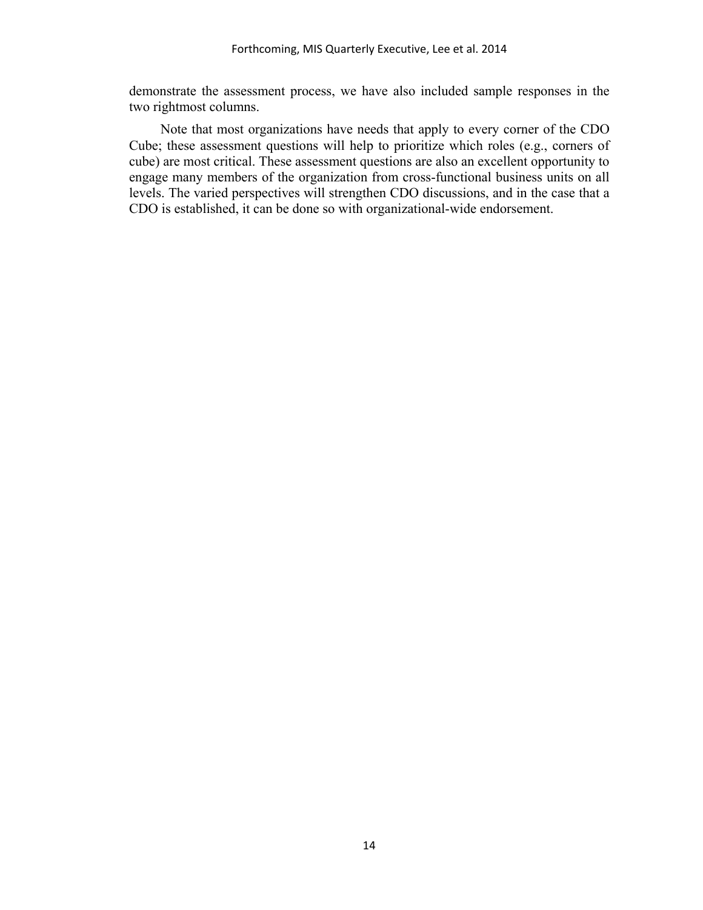demonstrate the assessment process, we have also included sample responses in the two rightmost columns.

Note that most organizations have needs that apply to every corner of the CDO Cube; these assessment questions will help to prioritize which roles (e.g., corners of cube) are most critical. These assessment questions are also an excellent opportunity to engage many members of the organization from cross-functional business units on all levels. The varied perspectives will strengthen CDO discussions, and in the case that a CDO is established, it can be done so with organizational-wide endorsement.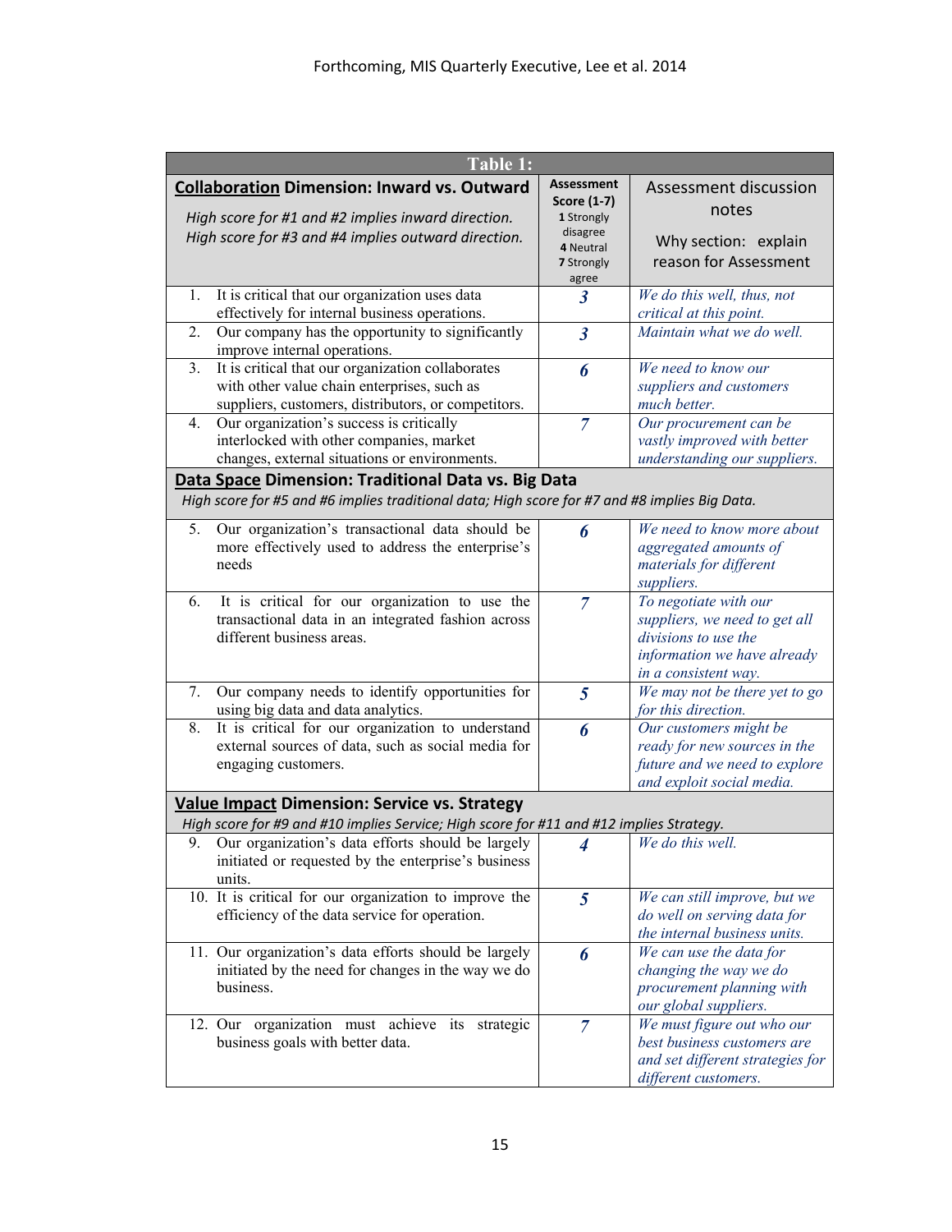**Table 1:**

| **Collaboration Dimension: Inward vs. Outward**<br>*High score for #1 and #2 implies inward direction. High score for #3 and #4 implies outward direction.* | **Assessment Score (1-7)**<br>1 Strongly disagree<br>4 Neutral<br>7 Strongly agree | Assessment discussion notes<br>Why section: explain reason for Assessment |
|---|---|---|
| 1. It is critical that our organization uses data effectively for internal business operations. | *3* | *We do this well, thus, not critical at this point.* |
| 2. Our company has the opportunity to significantly improve internal operations. | *3* | *Maintain what we do well.* |
| 3. It is critical that our organization collaborates with other value chain enterprises, such as suppliers, customers, distributors, or competitors. | *6* | *We need to know our suppliers and customers much better.* |
| 4. Our organization's success is critically interlocked with other companies, market changes, external situations or environments. | *7* | *Our procurement can be vastly improved with better understanding our suppliers.* |
| **Data Space Dimension: Traditional Data vs. Big Data**<br>*High score for #5 and #6 implies traditional data; High score for #7 and #8 implies Big Data.* | | |
| 5. Our organization's transactional data should be more effectively used to address the enterprise's needs | *6* | *We need to know more about aggregated amounts of materials for different suppliers.* |
| 6. It is critical for our organization to use the transactional data in an integrated fashion across different business areas. | *7* | *To negotiate with our suppliers, we need to get all divisions to use the information we have already in a consistent way.* |
| 7. Our company needs to identify opportunities for using big data and data analytics. | *5* | *We may not be there yet to go for this direction.* |
| 8. It is critical for our organization to understand external sources of data, such as social media for engaging customers. | *6* | *Our customers might be ready for new sources in the future and we need to explore and exploit social media.* |
| **Value Impact Dimension: Service vs. Strategy**<br>*High score for #9 and #10 implies Service; High score for #11 and #12 implies Strategy.* | | |
| 9. Our organization's data efforts should be largely initiated or requested by the enterprise's business units. | *4* | *We do this well.* |
| 10. It is critical for our organization to improve the efficiency of the data service for operation. | *5* | *We can still improve, but we do well on serving data for the internal business units.* |
| 11. Our organization's data efforts should be largely initiated by the need for changes in the way we do business. | *6* | *We can use the data for changing the way we do procurement planning with our global suppliers.* |
| 12. Our organization must achieve its strategic business goals with better data. | *7* | *We must figure out who our best business customers are and set different strategies for different customers.* |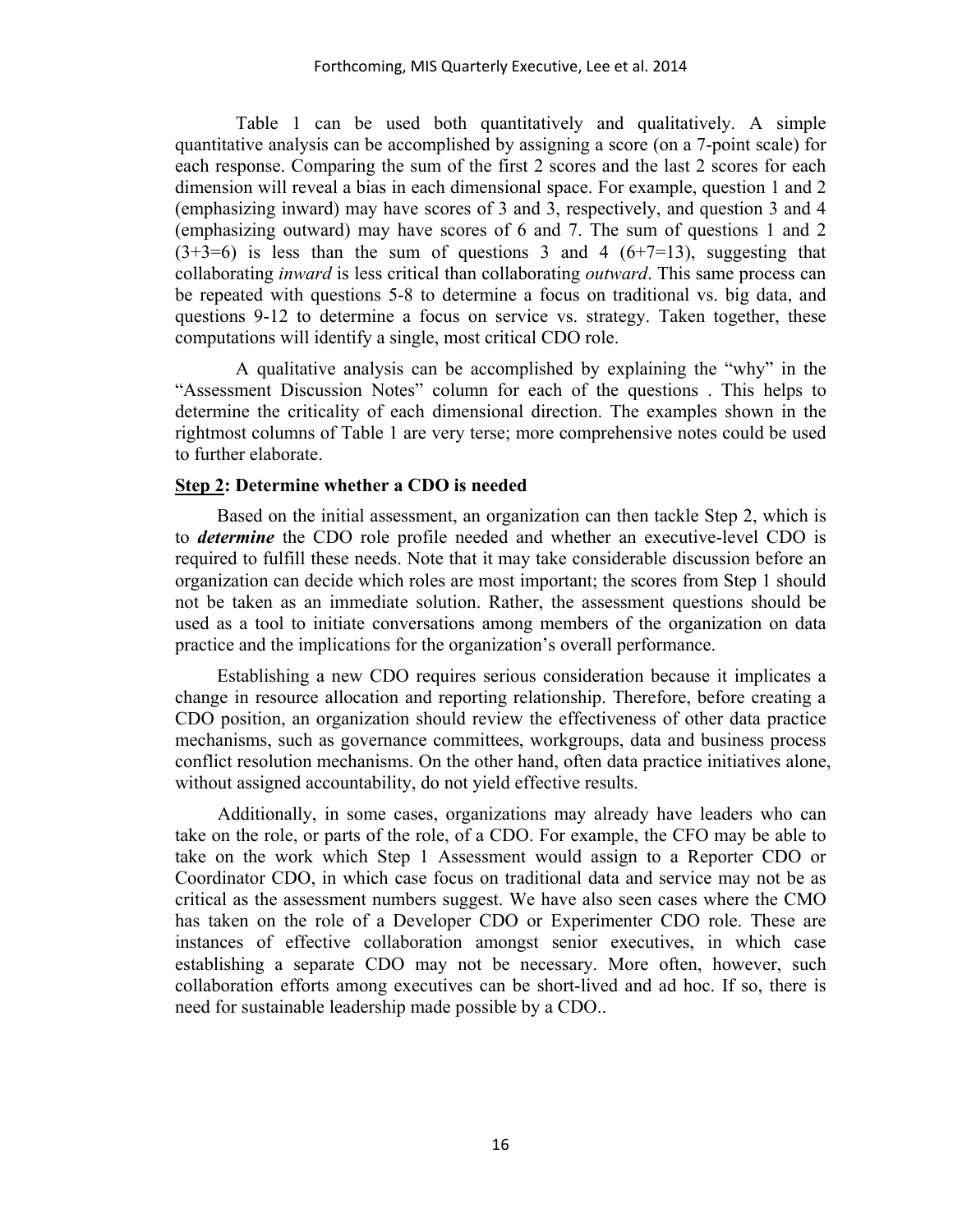Table 1 can be used both quantitatively and qualitatively. A simple quantitative analysis can be accomplished by assigning a score (on a 7-point scale) for each response. Comparing the sum of the first 2 scores and the last 2 scores for each dimension will reveal a bias in each dimensional space. For example, question 1 and 2 (emphasizing inward) may have scores of 3 and 3, respectively, and question 3 and 4 (emphasizing outward) may have scores of 6 and 7. The sum of questions 1 and 2 (3+3=6) is less than the sum of questions 3 and 4 (6+7=13), suggesting that collaborating *inward* is less critical than collaborating *outward*. This same process can be repeated with questions 5-8 to determine a focus on traditional vs. big data, and questions 9-12 to determine a focus on service vs. strategy. Taken together, these computations will identify a single, most critical CDO role.

A qualitative analysis can be accomplished by explaining the "why" in the "Assessment Discussion Notes" column for each of the questions . This helps to determine the criticality of each dimensional direction. The examples shown in the rightmost columns of Table 1 are very terse; more comprehensive notes could be used to further elaborate.

**<u>Step 2</u>: Determine whether a CDO is needed**

Based on the initial assessment, an organization can then tackle Step 2, which is to ***determine*** the CDO role profile needed and whether an executive-level CDO is required to fulfill these needs. Note that it may take considerable discussion before an organization can decide which roles are most important; the scores from Step 1 should not be taken as an immediate solution. Rather, the assessment questions should be used as a tool to initiate conversations among members of the organization on data practice and the implications for the organization's overall performance.

Establishing a new CDO requires serious consideration because it implicates a change in resource allocation and reporting relationship. Therefore, before creating a CDO position, an organization should review the effectiveness of other data practice mechanisms, such as governance committees, workgroups, data and business process conflict resolution mechanisms. On the other hand, often data practice initiatives alone, without assigned accountability, do not yield effective results.

Additionally, in some cases, organizations may already have leaders who can take on the role, or parts of the role, of a CDO. For example, the CFO may be able to take on the work which Step 1 Assessment would assign to a Reporter CDO or Coordinator CDO, in which case focus on traditional data and service may not be as critical as the assessment numbers suggest. We have also seen cases where the CMO has taken on the role of a Developer CDO or Experimenter CDO role. These are instances of effective collaboration amongst senior executives, in which case establishing a separate CDO may not be necessary. More often, however, such collaboration efforts among executives can be short-lived and ad hoc. If so, there is need for sustainable leadership made possible by a CDO..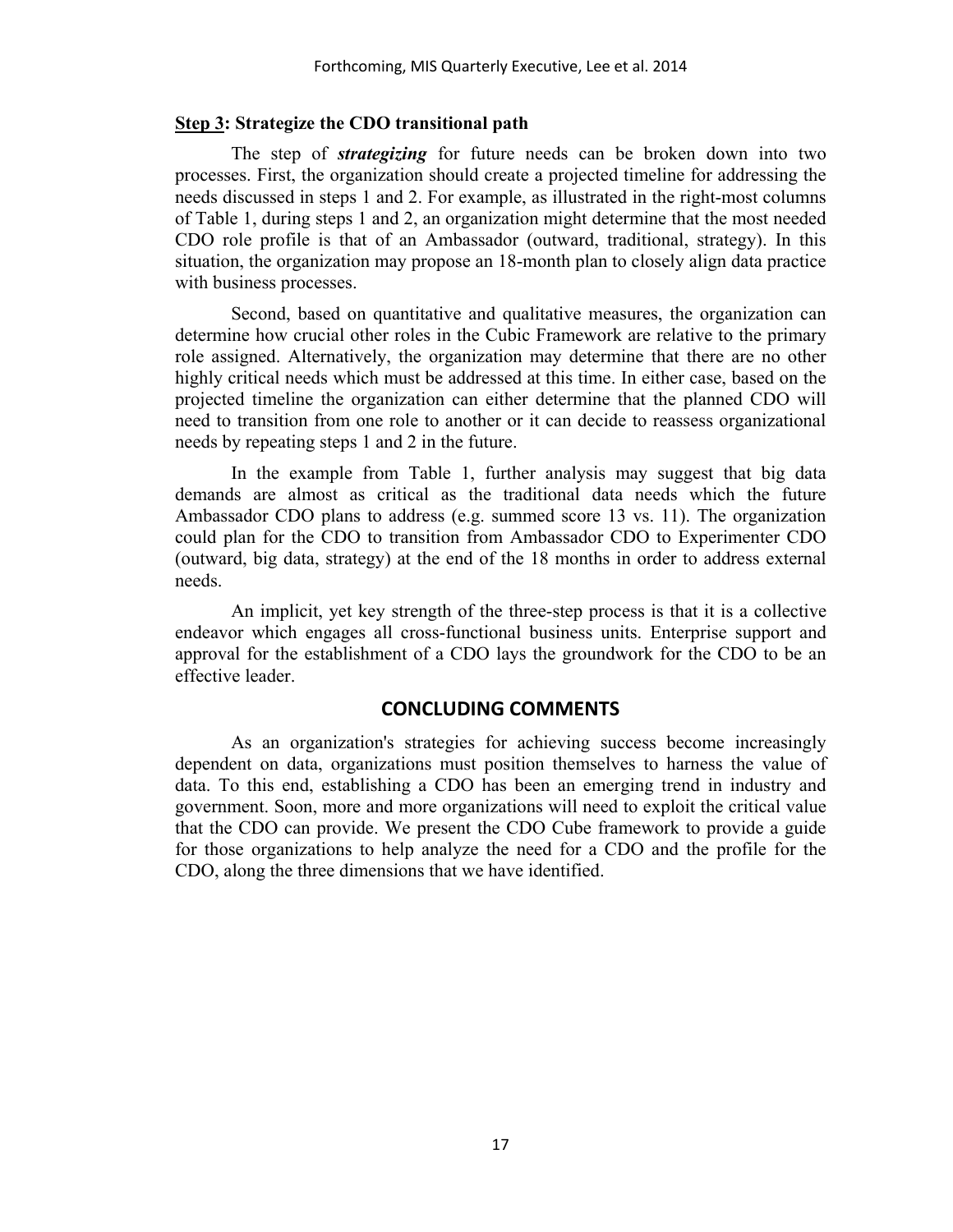**<u>Step 3</u>: Strategize the CDO transitional path**

The step of ***strategizing*** for future needs can be broken down into two processes. First, the organization should create a projected timeline for addressing the needs discussed in steps 1 and 2. For example, as illustrated in the right-most columns of Table 1, during steps 1 and 2, an organization might determine that the most needed CDO role profile is that of an Ambassador (outward, traditional, strategy). In this situation, the organization may propose an 18-month plan to closely align data practice with business processes.

Second, based on quantitative and qualitative measures, the organization can determine how crucial other roles in the Cubic Framework are relative to the primary role assigned. Alternatively, the organization may determine that there are no other highly critical needs which must be addressed at this time. In either case, based on the projected timeline the organization can either determine that the planned CDO will need to transition from one role to another or it can decide to reassess organizational needs by repeating steps 1 and 2 in the future.

In the example from Table 1, further analysis may suggest that big data demands are almost as critical as the traditional data needs which the future Ambassador CDO plans to address (e.g. summed score 13 vs. 11). The organization could plan for the CDO to transition from Ambassador CDO to Experimenter CDO (outward, big data, strategy) at the end of the 18 months in order to address external needs.

An implicit, yet key strength of the three-step process is that it is a collective endeavor which engages all cross-functional business units. Enterprise support and approval for the establishment of a CDO lays the groundwork for the CDO to be an effective leader.

## CONCLUDING COMMENTS

As an organization's strategies for achieving success become increasingly dependent on data, organizations must position themselves to harness the value of data. To this end, establishing a CDO has been an emerging trend in industry and government. Soon, more and more organizations will need to exploit the critical value that the CDO can provide. We present the CDO Cube framework to provide a guide for those organizations to help analyze the need for a CDO and the profile for the CDO, along the three dimensions that we have identified.